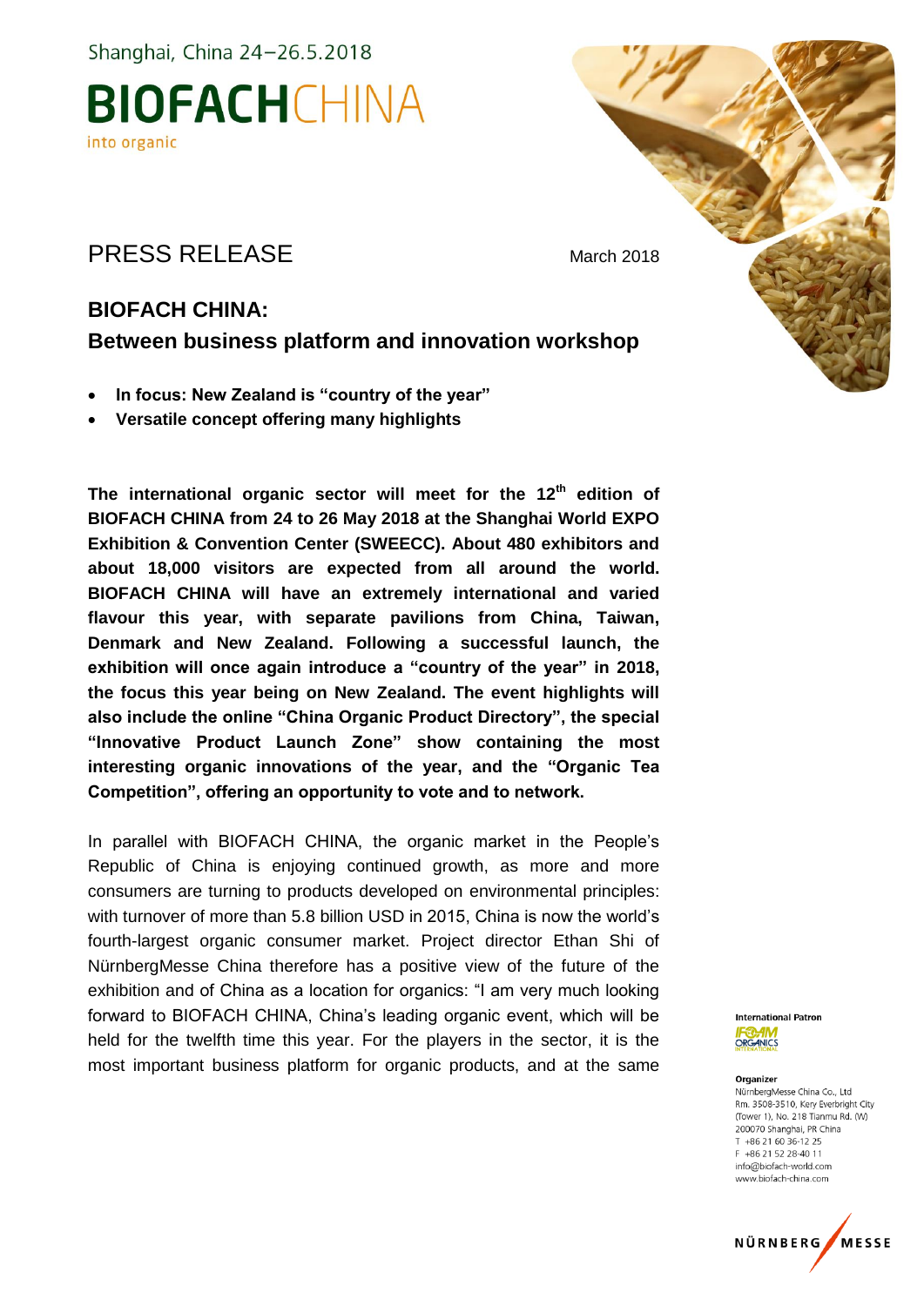Shanghai, China 24–26.5.2018

**BIOFACH**CHINA

into organic

# PRESS RELEASE

March 2018

## BIOFACH CHINA:
## Between business platform and innovation workshop

- **In focus: New Zealand is "country of the year"**
- **Versatile concept offering many highlights**

**The international organic sector will meet for the 12th edition of BIOFACH CHINA from 24 to 26 May 2018 at the Shanghai World EXPO Exhibition & Convention Center (SWEECC). About 480 exhibitors and about 18,000 visitors are expected from all around the world. BIOFACH CHINA will have an extremely international and varied flavour this year, with separate pavilions from China, Taiwan, Denmark and New Zealand. Following a successful launch, the exhibition will once again introduce a "country of the year" in 2018, the focus this year being on New Zealand. The event highlights will also include the online "China Organic Product Directory", the special "Innovative Product Launch Zone" show containing the most interesting organic innovations of the year, and the "Organic Tea Competition", offering an opportunity to vote and to network.**

In parallel with BIOFACH CHINA, the organic market in the People's Republic of China is enjoying continued growth, as more and more consumers are turning to products developed on environmental principles: with turnover of more than 5.8 billion USD in 2015, China is now the world's fourth-largest organic consumer market. Project director Ethan Shi of NürnbergMesse China therefore has a positive view of the future of the exhibition and of China as a location for organics: "I am very much looking forward to BIOFACH CHINA, China's leading organic event, which will be held for the twelfth time this year. For the players in the sector, it is the most important business platform for organic products, and at the same

**International Patron**
IFOAM ORGANICS INTERNATIONAL

**Organizer**
NürnbergMesse China Co., Ltd
Rm. 3508-3510, Kery Everbright City (Tower 1), No. 218 Tianmu Rd. (W)
200070 Shanghai, PR China
T +86 21 60 36-12 25
F +86 21 52 28-40 11
info@biofach-world.com
www.biofach-china.com

NÜRNBERG MESSE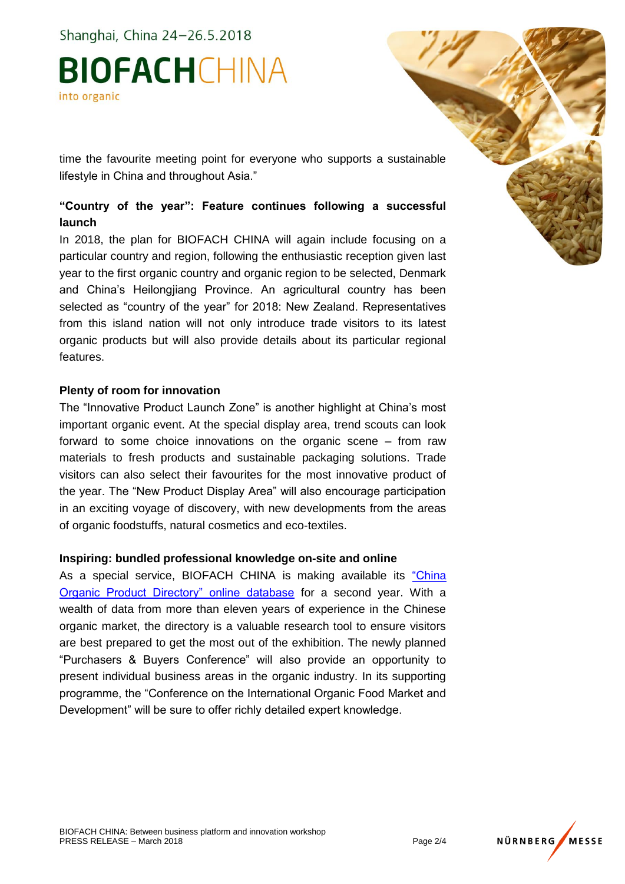time the favourite meeting point for everyone who supports a sustainable lifestyle in China and throughout Asia."

**"Country of the year": Feature continues following a successful launch**

In 2018, the plan for BIOFACH CHINA will again include focusing on a particular country and region, following the enthusiastic reception given last year to the first organic country and organic region to be selected, Denmark and China's Heilongjiang Province. An agricultural country has been selected as "country of the year" for 2018: New Zealand. Representatives from this island nation will not only introduce trade visitors to its latest organic products but will also provide details about its particular regional features.

**Plenty of room for innovation**

The "Innovative Product Launch Zone" is another highlight at China's most important organic event. At the special display area, trend scouts can look forward to some choice innovations on the organic scene – from raw materials to fresh products and sustainable packaging solutions. Trade visitors can also select their favourites for the most innovative product of the year. The "New Product Display Area" will also encourage participation in an exciting voyage of discovery, with new developments from the areas of organic foodstuffs, natural cosmetics and eco-textiles.

**Inspiring: bundled professional knowledge on-site and online**

As a special service, BIOFACH CHINA is making available its "China Organic Product Directory" online database for a second year. With a wealth of data from more than eleven years of experience in the Chinese organic market, the directory is a valuable research tool to ensure visitors are best prepared to get the most out of the exhibition. The newly planned "Purchasers & Buyers Conference" will also provide an opportunity to present individual business areas in the organic industry. In its supporting programme, the "Conference on the International Organic Food Market and Development" will be sure to offer richly detailed expert knowledge.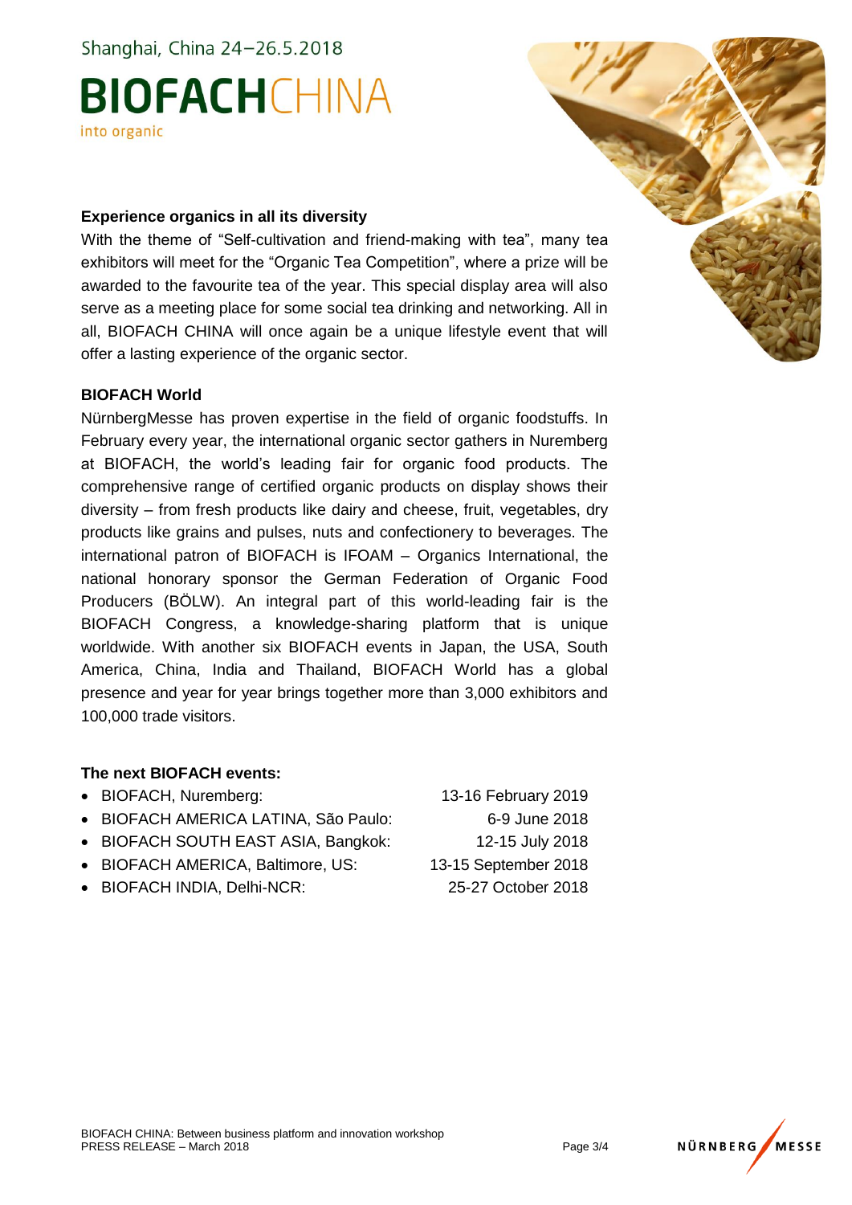## Experience organics in all its diversity

With the theme of "Self-cultivation and friend-making with tea", many tea exhibitors will meet for the "Organic Tea Competition", where a prize will be awarded to the favourite tea of the year. This special display area will also serve as a meeting place for some social tea drinking and networking. All in all, BIOFACH CHINA will once again be a unique lifestyle event that will offer a lasting experience of the organic sector.

## BIOFACH World

NürnbergMesse has proven expertise in the field of organic foodstuffs. In February every year, the international organic sector gathers in Nuremberg at BIOFACH, the world's leading fair for organic food products. The comprehensive range of certified organic products on display shows their diversity – from fresh products like dairy and cheese, fruit, vegetables, dry products like grains and pulses, nuts and confectionery to beverages. The international patron of BIOFACH is IFOAM – Organics International, the national honorary sponsor the German Federation of Organic Food Producers (BÖLW). An integral part of this world-leading fair is the BIOFACH Congress, a knowledge-sharing platform that is unique worldwide. With another six BIOFACH events in Japan, the USA, South America, China, India and Thailand, BIOFACH World has a global presence and year for year brings together more than 3,000 exhibitors and 100,000 trade visitors.

## The next BIOFACH events:

- BIOFACH, Nuremberg: 13-16 February 2019
- BIOFACH AMERICA LATINA, São Paulo: 6-9 June 2018
- BIOFACH SOUTH EAST ASIA, Bangkok: 12-15 July 2018
- BIOFACH AMERICA, Baltimore, US: 13-15 September 2018
- BIOFACH INDIA, Delhi-NCR: 25-27 October 2018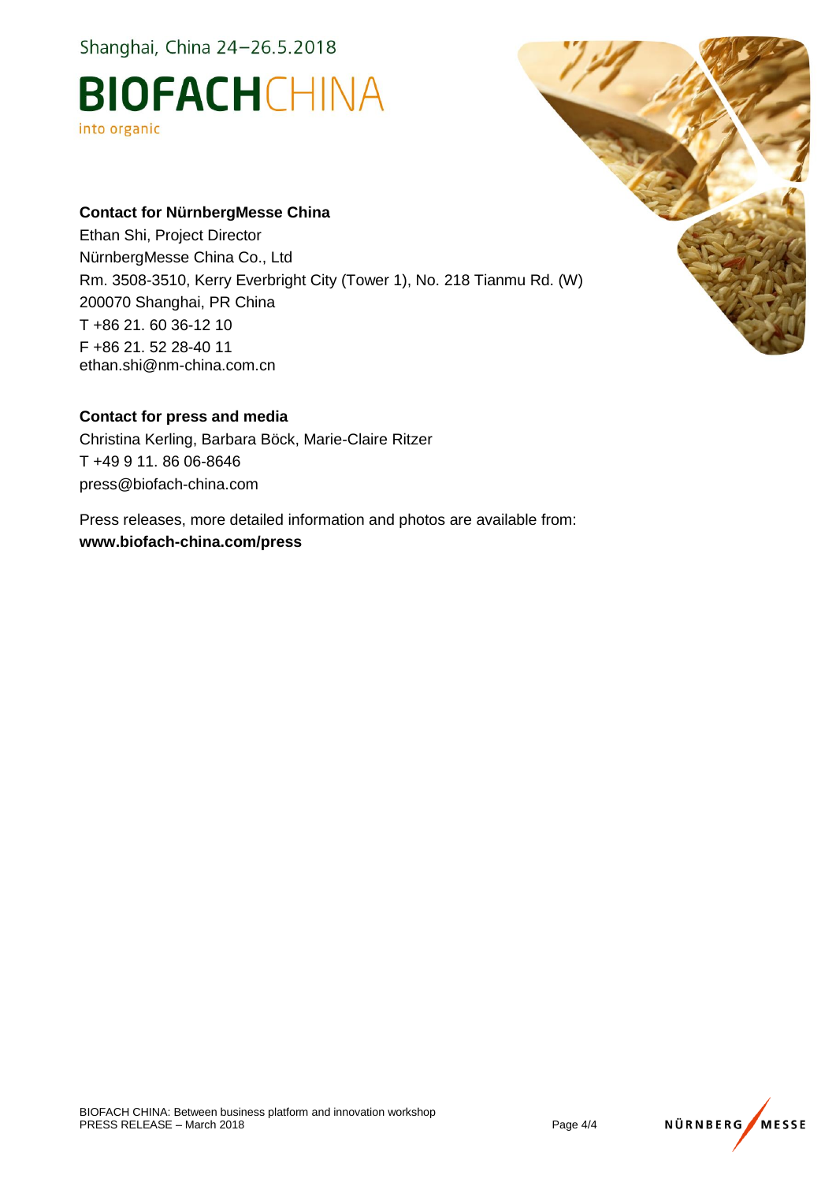**Contact for NürnbergMesse China**
Ethan Shi, Project Director
NürnbergMesse China Co., Ltd
Rm. 3508-3510, Kerry Everbright City (Tower 1), No. 218 Tianmu Rd. (W)
200070 Shanghai, PR China
T +86 21. 60 36-12 10
F +86 21. 52 28-40 11
ethan.shi@nm-china.com.cn

**Contact for press and media**
Christina Kerling, Barbara Böck, Marie-Claire Ritzer
T +49 9 11. 86 06-8646
press@biofach-china.com

Press releases, more detailed information and photos are available from:
**www.biofach-china.com/press**